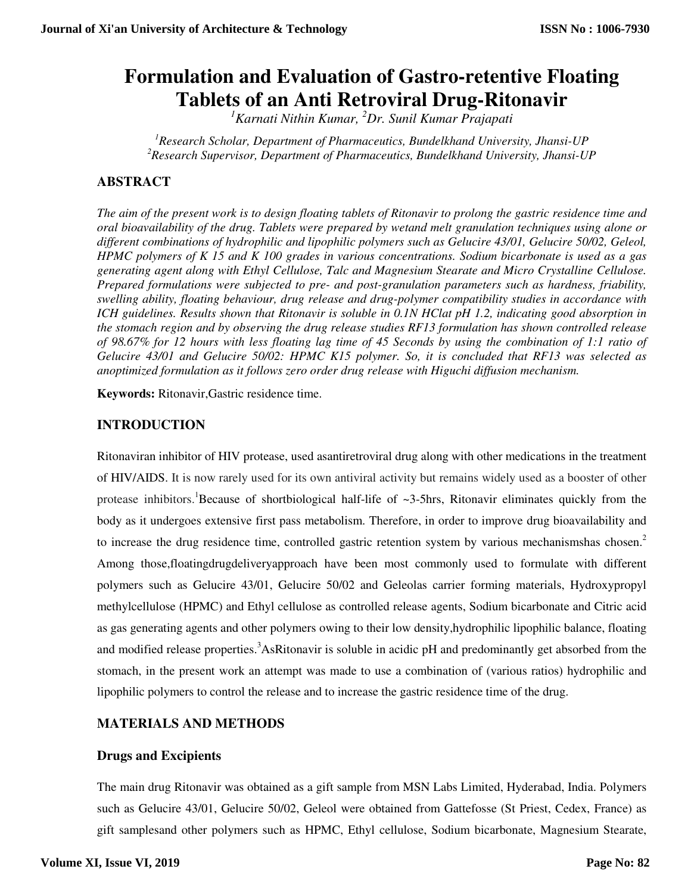# Formulation and Evaluation of Gastro-retentive Floating Tablets of an Anti Retroviral Drug-Ritonavir

*[1]Karnati Nithin Kumar, [2]Dr. Sunil Kumar Prajapati*

*[1]Research Scholar, Department of Pharmaceutics, Bundelkhand University, Jhansi-UP*
*[2]Research Supervisor, Department of Pharmaceutics, Bundelkhand University, Jhansi-UP*

## ABSTRACT

*The aim of the present work is to design floating tablets of Ritonavir to prolong the gastric residence time and oral bioavailability of the drug. Tablets were prepared by wetand melt granulation techniques using alone or different combinations of hydrophilic and lipophilic polymers such as Gelucire 43/01, Gelucire 50/02, Geleol, HPMC polymers of K 15 and K 100 grades in various concentrations. Sodium bicarbonate is used as a gas generating agent along with Ethyl Cellulose, Talc and Magnesium Stearate and Micro Crystalline Cellulose. Prepared formulations were subjected to pre- and post-granulation parameters such as hardness, friability, swelling ability, floating behaviour, drug release and drug-polymer compatibility studies in accordance with ICH guidelines. Results shown that Ritonavir is soluble in 0.1N HClat pH 1.2, indicating good absorption in the stomach region and by observing the drug release studies RF13 formulation has shown controlled release of 98.67% for 12 hours with less floating lag time of 45 Seconds by using the combination of 1:1 ratio of Gelucire 43/01 and Gelucire 50/02: HPMC K15 polymer. So, it is concluded that RF13 was selected as anoptimized formulation as it follows zero order drug release with Higuchi diffusion mechanism.*

**Keywords:** Ritonavir,Gastric residence time.

## INTRODUCTION

Ritonaviran inhibitor of HIV protease, used asantiretroviral drug along with other medications in the treatment of HIV/AIDS. It is now rarely used for its own antiviral activity but remains widely used as a booster of other protease inhibitors.[1]Because of shortbiological half-life of ~3-5hrs, Ritonavir eliminates quickly from the body as it undergoes extensive first pass metabolism. Therefore, in order to improve drug bioavailability and to increase the drug residence time, controlled gastric retention system by various mechanismshas chosen.[2] Among those,floatingdrugdeliveryapproach have been most commonly used to formulate with different polymers such as Gelucire 43/01, Gelucire 50/02 and Geleolas carrier forming materials, Hydroxypropyl methylcellulose (HPMC) and Ethyl cellulose as controlled release agents, Sodium bicarbonate and Citric acid as gas generating agents and other polymers owing to their low density,hydrophilic lipophilic balance, floating and modified release properties.[3]AsRitonavir is soluble in acidic pH and predominantly get absorbed from the stomach, in the present work an attempt was made to use a combination of (various ratios) hydrophilic and lipophilic polymers to control the release and to increase the gastric residence time of the drug.

## MATERIALS AND METHODS

### Drugs and Excipients

The main drug Ritonavir was obtained as a gift sample from MSN Labs Limited, Hyderabad, India. Polymers such as Gelucire 43/01, Gelucire 50/02, Geleol were obtained from Gattefosse (St Priest, Cedex, France) as gift samplesand other polymers such as HPMC, Ethyl cellulose, Sodium bicarbonate, Magnesium Stearate,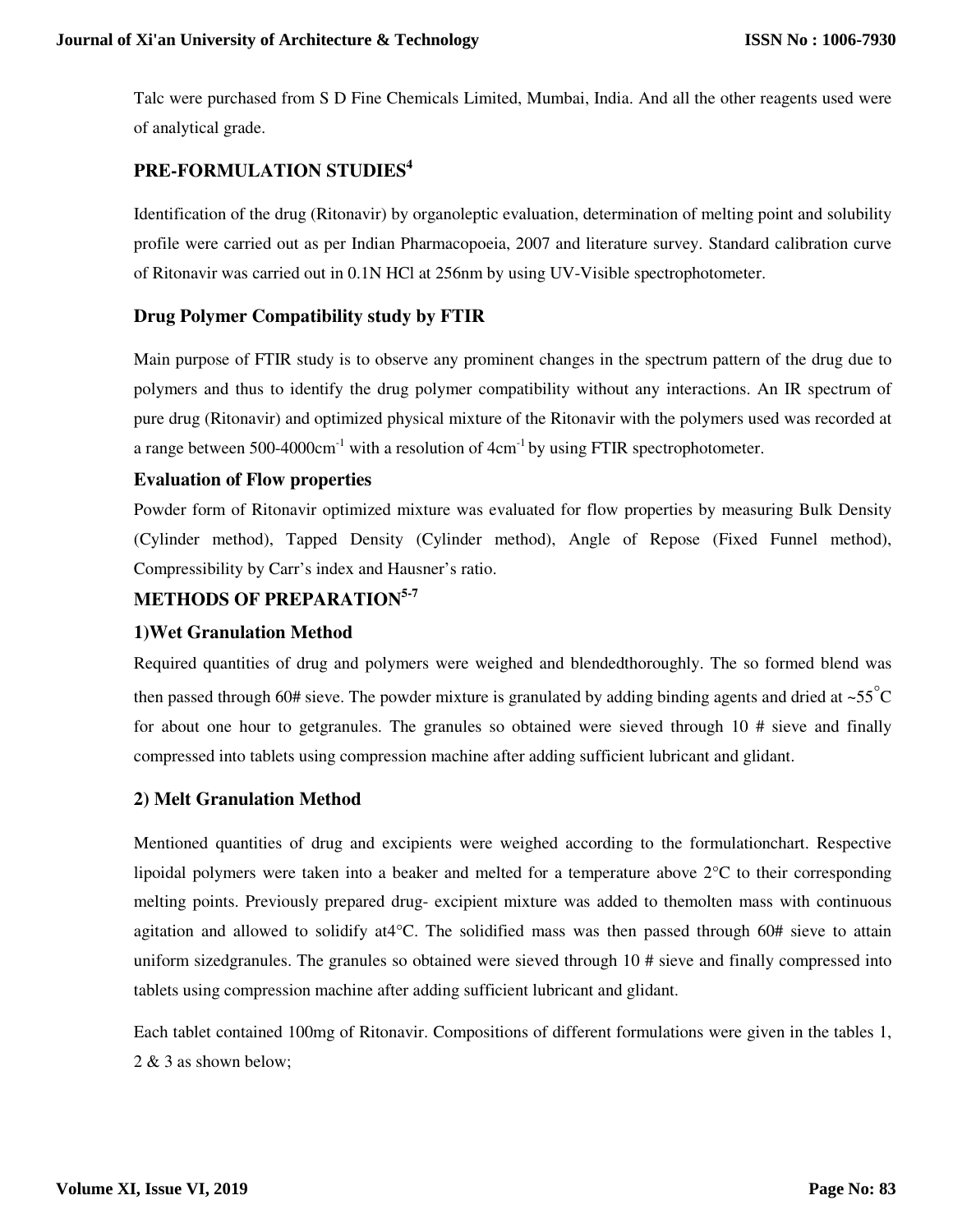Talc were purchased from S D Fine Chemicals Limited, Mumbai, India. And all the other reagents used were of analytical grade.

## PRE-FORMULATION STUDIES[4]

Identification of the drug (Ritonavir) by organoleptic evaluation, determination of melting point and solubility profile were carried out as per Indian Pharmacopoeia, 2007 and literature survey. Standard calibration curve of Ritonavir was carried out in 0.1N HCl at 256nm by using UV-Visible spectrophotometer.

### Drug Polymer Compatibility study by FTIR

Main purpose of FTIR study is to observe any prominent changes in the spectrum pattern of the drug due to polymers and thus to identify the drug polymer compatibility without any interactions. An IR spectrum of pure drug (Ritonavir) and optimized physical mixture of the Ritonavir with the polymers used was recorded at a range between 500-4000cm$^{-1}$ with a resolution of 4cm$^{-1}$ by using FTIR spectrophotometer.

### Evaluation of Flow properties

Powder form of Ritonavir optimized mixture was evaluated for flow properties by measuring Bulk Density (Cylinder method), Tapped Density (Cylinder method), Angle of Repose (Fixed Funnel method), Compressibility by Carr's index and Hausner's ratio.

## METHODS OF PREPARATION[5-7]

### 1)Wet Granulation Method

Required quantities of drug and polymers were weighed and blendedthoroughly. The so formed blend was then passed through 60# sieve. The powder mixture is granulated by adding binding agents and dried at ~55°C for about one hour to getgranules. The granules so obtained were sieved through 10 # sieve and finally compressed into tablets using compression machine after adding sufficient lubricant and glidant.

### 2) Melt Granulation Method

Mentioned quantities of drug and excipients were weighed according to the formulationchart. Respective lipoidal polymers were taken into a beaker and melted for a temperature above 2°C to their corresponding melting points. Previously prepared drug- excipient mixture was added to themolten mass with continuous agitation and allowed to solidify at4°C. The solidified mass was then passed through 60# sieve to attain uniform sizedgranules. The granules so obtained were sieved through 10 # sieve and finally compressed into tablets using compression machine after adding sufficient lubricant and glidant.

Each tablet contained 100mg of Ritonavir. Compositions of different formulations were given in the tables 1, 2 & 3 as shown below;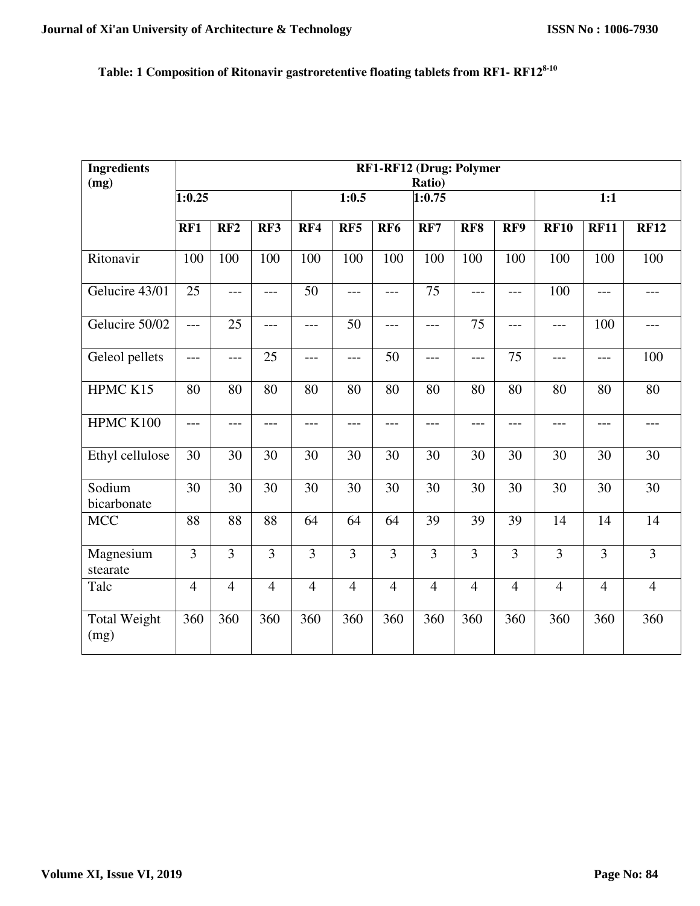**Table: 1 Composition of Ritonavir gastroretentive floating tablets from RF1- RF12[8-10]**

| Ingredients (mg) | RF1-RF12 (Drug: Polymer Ratio) | | | | | | | | | | | |
|---|---|---|---|---|---|---|---|---|---|---|---|---|
| | 1:0.25 | | | 1:0.5 | | | 1:0.75 | | | 1:1 | | |
| | RF1 | RF2 | RF3 | RF4 | RF5 | RF6 | RF7 | RF8 | RF9 | RF10 | RF11 | RF12 |
| Ritonavir | 100 | 100 | 100 | 100 | 100 | 100 | 100 | 100 | 100 | 100 | 100 | 100 |
| Gelucire 43/01 | 25 | --- | --- | 50 | --- | --- | 75 | --- | --- | 100 | --- | --- |
| Gelucire 50/02 | --- | 25 | --- | --- | 50 | --- | --- | 75 | --- | --- | 100 | --- |
| Geleol pellets | --- | --- | 25 | --- | --- | 50 | --- | --- | 75 | --- | --- | 100 |
| HPMC K15 | 80 | 80 | 80 | 80 | 80 | 80 | 80 | 80 | 80 | 80 | 80 | 80 |
| HPMC K100 | --- | --- | --- | --- | --- | --- | --- | --- | --- | --- | --- | --- |
| Ethyl cellulose | 30 | 30 | 30 | 30 | 30 | 30 | 30 | 30 | 30 | 30 | 30 | 30 |
| Sodium bicarbonate | 30 | 30 | 30 | 30 | 30 | 30 | 30 | 30 | 30 | 30 | 30 | 30 |
| MCC | 88 | 88 | 88 | 64 | 64 | 64 | 39 | 39 | 39 | 14 | 14 | 14 |
| Magnesium stearate | 3 | 3 | 3 | 3 | 3 | 3 | 3 | 3 | 3 | 3 | 3 | 3 |
| Talc | 4 | 4 | 4 | 4 | 4 | 4 | 4 | 4 | 4 | 4 | 4 | 4 |
| Total Weight (mg) | 360 | 360 | 360 | 360 | 360 | 360 | 360 | 360 | 360 | 360 | 360 | 360 |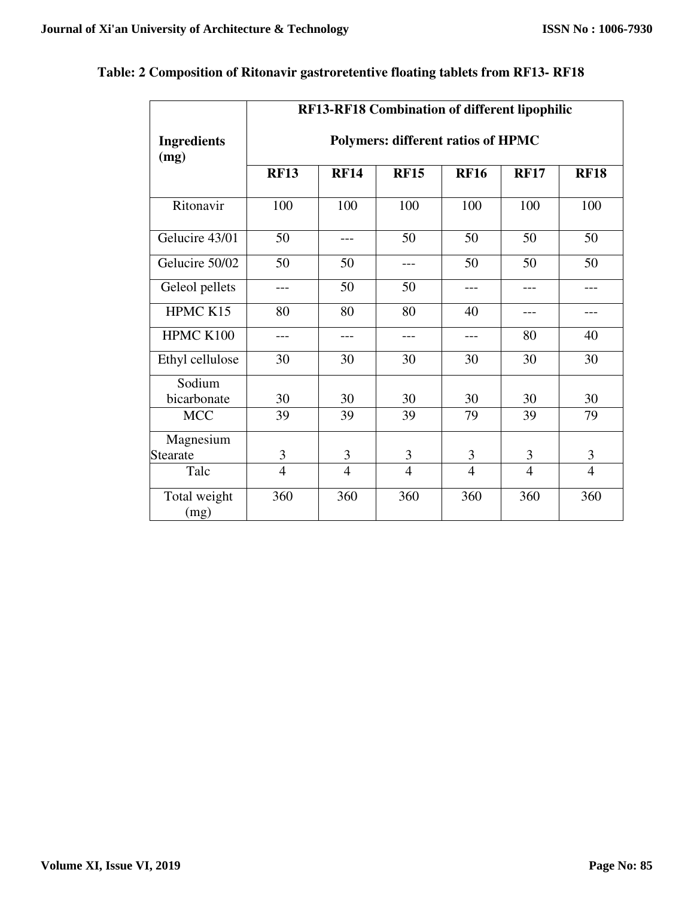**Table: 2 Composition of Ritonavir gastroretentive floating tablets from RF13- RF18**

| Ingredients (mg) | RF13-RF18 Combination of different lipophilic Polymers: different ratios of HPMC | | | | | |
|---|---|---|---|---|---|---|
| | **RF13** | **RF14** | **RF15** | **RF16** | **RF17** | **RF18** |
| Ritonavir | 100 | 100 | 100 | 100 | 100 | 100 |
| Gelucire 43/01 | 50 | --- | 50 | 50 | 50 | 50 |
| Gelucire 50/02 | 50 | 50 | --- | 50 | 50 | 50 |
| Geleol pellets | --- | 50 | 50 | --- | --- | --- |
| HPMC K15 | 80 | 80 | 80 | 40 | --- | --- |
| HPMC K100 | --- | --- | --- | --- | 80 | 40 |
| Ethyl cellulose | 30 | 30 | 30 | 30 | 30 | 30 |
| Sodium bicarbonate | 30 | 30 | 30 | 30 | 30 | 30 |
| MCC | 39 | 39 | 39 | 79 | 39 | 79 |
| Magnesium Stearate | 3 | 3 | 3 | 3 | 3 | 3 |
| Talc | 4 | 4 | 4 | 4 | 4 | 4 |
| Total weight (mg) | 360 | 360 | 360 | 360 | 360 | 360 |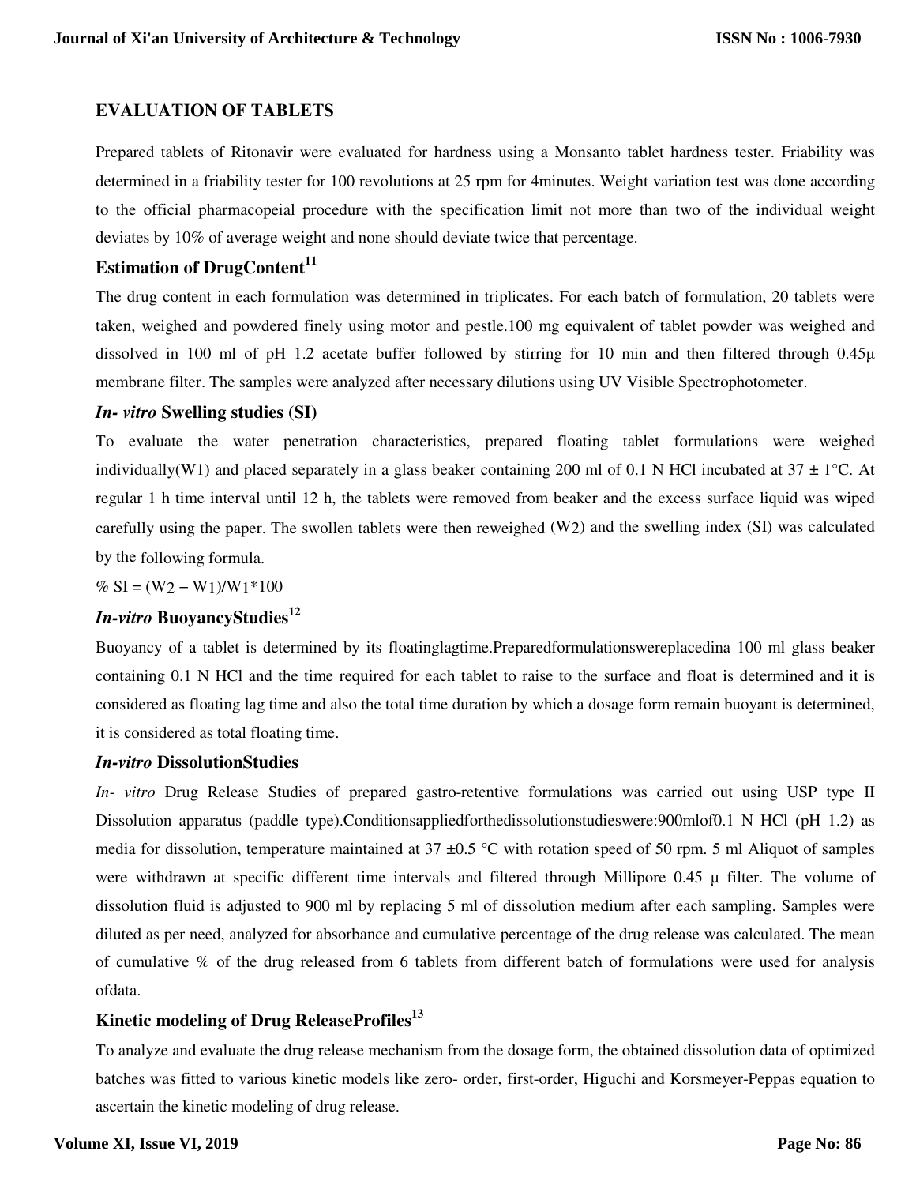## EVALUATION OF TABLETS

Prepared tablets of Ritonavir were evaluated for hardness using a Monsanto tablet hardness tester. Friability was determined in a friability tester for 100 revolutions at 25 rpm for 4minutes. Weight variation test was done according to the official pharmacopeial procedure with the specification limit not more than two of the individual weight deviates by 10% of average weight and none should deviate twice that percentage.

### Estimation of DrugContent[11]

The drug content in each formulation was determined in triplicates. For each batch of formulation, 20 tablets were taken, weighed and powdered finely using motor and pestle.100 mg equivalent of tablet powder was weighed and dissolved in 100 ml of pH 1.2 acetate buffer followed by stirring for 10 min and then filtered through 0.45μ membrane filter. The samples were analyzed after necessary dilutions using UV Visible Spectrophotometer.

### *In- vitro* Swelling studies (SI)

To evaluate the water penetration characteristics, prepared floating tablet formulations were weighed individually(W1) and placed separately in a glass beaker containing 200 ml of 0.1 N HCl incubated at 37 ± 1°C. At regular 1 h time interval until 12 h, the tablets were removed from beaker and the excess surface liquid was wiped carefully using the paper. The swollen tablets were then reweighed (W2) and the swelling index (SI) was calculated by the following formula.

$$\% \ SI = (W_2 - W_1)/W_1 * 100$$

### *In-vitro* BuoyancyStudies[12]

Buoyancy of a tablet is determined by its floatinglagtime.Preparedformulationswereplacedina 100 ml glass beaker containing 0.1 N HCl and the time required for each tablet to raise to the surface and float is determined and it is considered as floating lag time and also the total time duration by which a dosage form remain buoyant is determined, it is considered as total floating time.

### *In-vitro* DissolutionStudies

*In- vitro* Drug Release Studies of prepared gastro-retentive formulations was carried out using USP type II Dissolution apparatus (paddle type).Conditionsappliedforthedissolutionstudieswere:900mlof0.1 N HCl (pH 1.2) as media for dissolution, temperature maintained at 37 ±0.5 °C with rotation speed of 50 rpm. 5 ml Aliquot of samples were withdrawn at specific different time intervals and filtered through Millipore 0.45 μ filter. The volume of dissolution fluid is adjusted to 900 ml by replacing 5 ml of dissolution medium after each sampling. Samples were diluted as per need, analyzed for absorbance and cumulative percentage of the drug release was calculated. The mean of cumulative % of the drug released from 6 tablets from different batch of formulations were used for analysis ofdata.

### Kinetic modeling of Drug ReleaseProfiles[13]

To analyze and evaluate the drug release mechanism from the dosage form, the obtained dissolution data of optimized batches was fitted to various kinetic models like zero- order, first-order, Higuchi and Korsmeyer-Peppas equation to ascertain the kinetic modeling of drug release.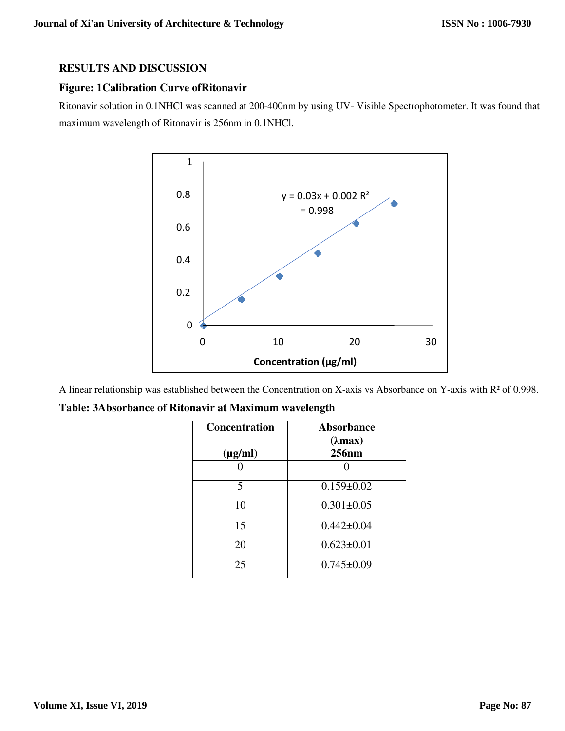## RESULTS AND DISCUSSION

### Figure: 1Calibration Curve ofRitonavir

Ritonavir solution in 0.1NHCl was scanned at 200-400nm by using UV- Visible Spectrophotometer. It was found that maximum wavelength of Ritonavir is 256nm in 0.1NHCl.

$y = 0.03x + 0.002$ $R^2 = 0.998$

Concentration (µg/ml)

A linear relationship was established between the Concentration on X-axis vs Absorbance on Y-axis with $R^2$ of 0.998.

### Table: 3Absorbance of Ritonavir at Maximum wavelength

| Concentration (µg/ml) | Absorbance (λmax) 256nm |
|---|---|
| 0 | 0 |
| 5 | 0.159±0.02 |
| 10 | 0.301±0.05 |
| 15 | 0.442±0.04 |
| 20 | 0.623±0.01 |
| 25 | 0.745±0.09 |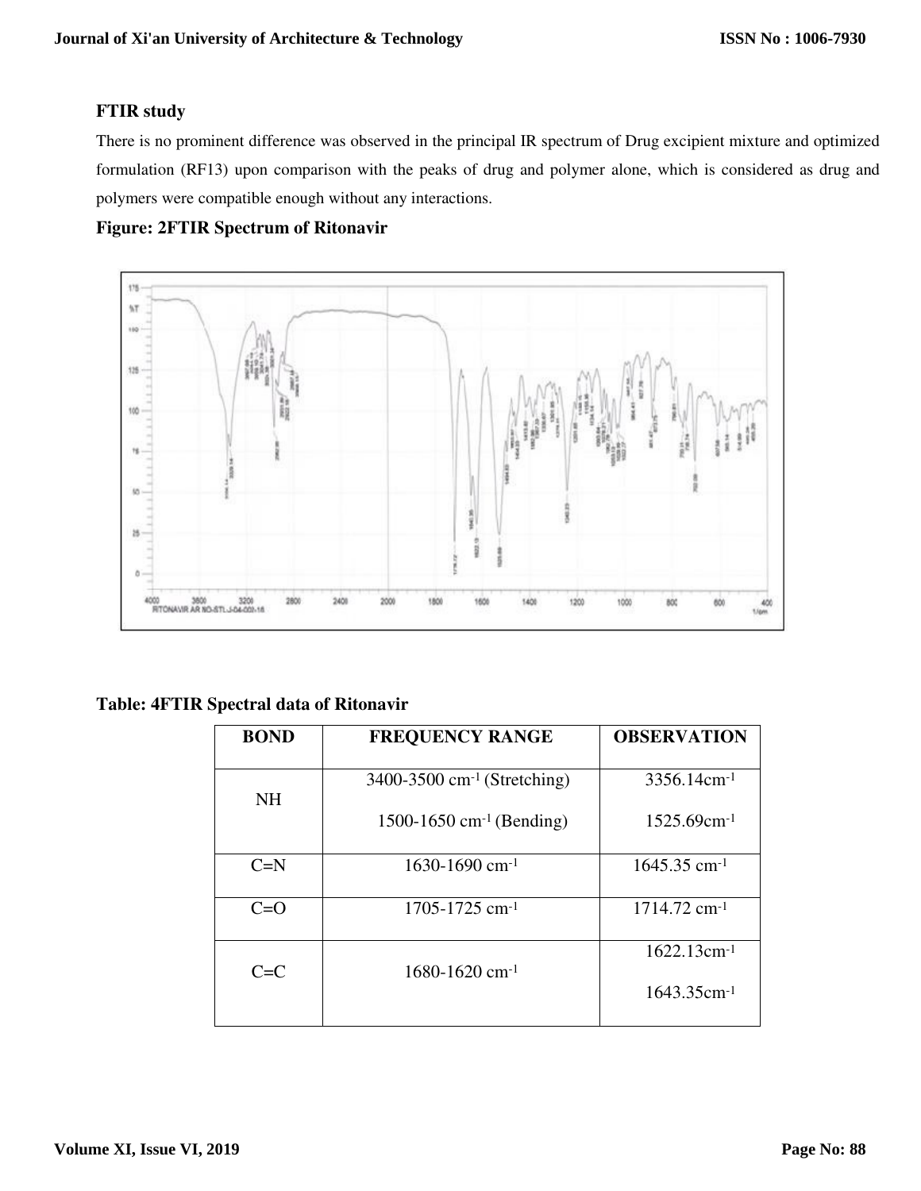## FTIR study

There is no prominent difference was observed in the principal IR spectrum of Drug excipient mixture and optimized formulation (RF13) upon comparison with the peaks of drug and polymer alone, which is considered as drug and polymers were compatible enough without any interactions.

**Figure: 2FTIR Spectrum of Ritonavir**

**Table: 4FTIR Spectral data of Ritonavir**

| BOND | FREQUENCY RANGE | OBSERVATION |
|---|---|---|
| NH | 3400-3500 $cm^{-1}$ (Stretching)<br>1500-1650 $cm^{-1}$ (Bending) | 3356.14$cm^{-1}$<br>1525.69$cm^{-1}$ |
| C=N | 1630-1690 $cm^{-1}$ | 1645.35 $cm^{-1}$ |
| C=O | 1705-1725 $cm^{-1}$ | 1714.72 $cm^{-1}$ |
| C=C | 1680-1620 $cm^{-1}$ | 1622.13$cm^{-1}$<br>1643.35$cm^{-1}$ |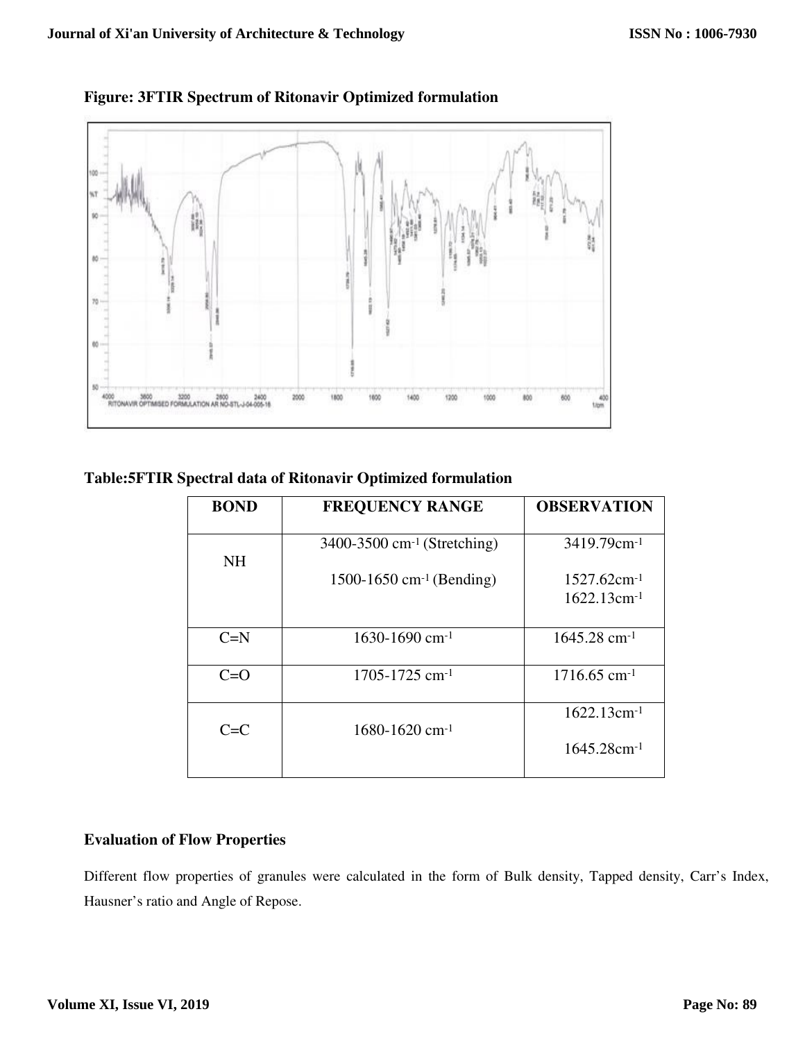**Figure: 3FTIR Spectrum of Ritonavir Optimized formulation**

**Table:5FTIR Spectral data of Ritonavir Optimized formulation**

| BOND | FREQUENCY RANGE | OBSERVATION |
|---|---|---|
| NH | 3400-3500 $cm^{-1}$ (Stretching)<br>1500-1650 $cm^{-1}$ (Bending) | 3419.79$cm^{-1}$<br>1527.62$cm^{-1}$<br>1622.13$cm^{-1}$ |
| C=N | 1630-1690 $cm^{-1}$ | 1645.28 $cm^{-1}$ |
| C=O | 1705-1725 $cm^{-1}$ | 1716.65 $cm^{-1}$ |
| C=C | 1680-1620 $cm^{-1}$ | 1622.13$cm^{-1}$<br>1645.28$cm^{-1}$ |

**Evaluation of Flow Properties**

Different flow properties of granules were calculated in the form of Bulk density, Tapped density, Carr's Index, Hausner's ratio and Angle of Repose.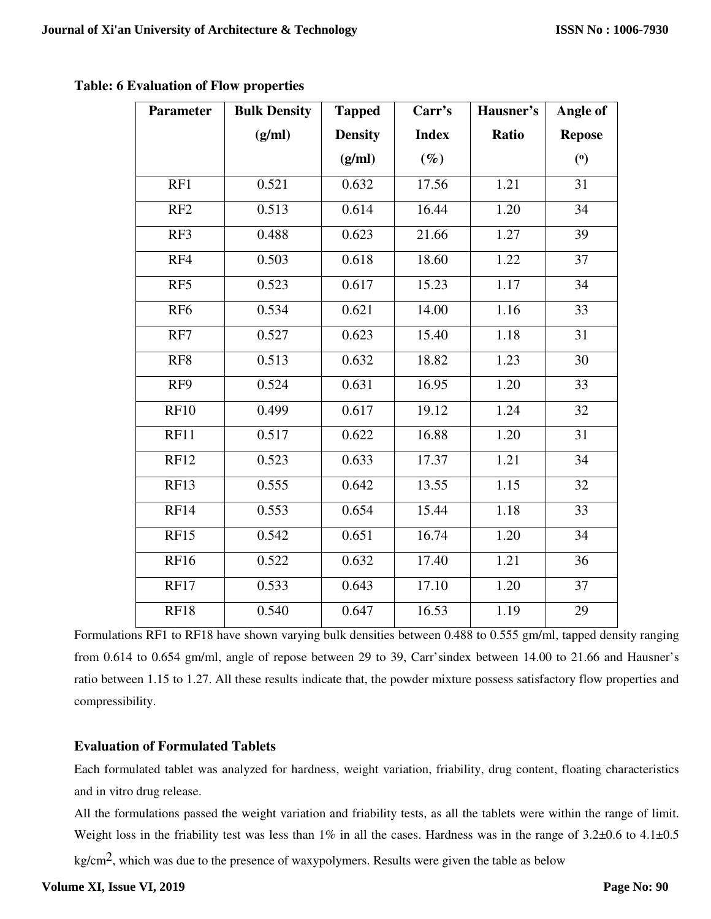**Table: 6 Evaluation of Flow properties**

| Parameter | Bulk Density (g/ml) | Tapped Density (g/ml) | Carr's Index (%) | Hausner's Ratio | Angle of Repose (°) |
|---|---|---|---|---|---|
| RF1 | 0.521 | 0.632 | 17.56 | 1.21 | 31 |
| RF2 | 0.513 | 0.614 | 16.44 | 1.20 | 34 |
| RF3 | 0.488 | 0.623 | 21.66 | 1.27 | 39 |
| RF4 | 0.503 | 0.618 | 18.60 | 1.22 | 37 |
| RF5 | 0.523 | 0.617 | 15.23 | 1.17 | 34 |
| RF6 | 0.534 | 0.621 | 14.00 | 1.16 | 33 |
| RF7 | 0.527 | 0.623 | 15.40 | 1.18 | 31 |
| RF8 | 0.513 | 0.632 | 18.82 | 1.23 | 30 |
| RF9 | 0.524 | 0.631 | 16.95 | 1.20 | 33 |
| RF10 | 0.499 | 0.617 | 19.12 | 1.24 | 32 |
| RF11 | 0.517 | 0.622 | 16.88 | 1.20 | 31 |
| RF12 | 0.523 | 0.633 | 17.37 | 1.21 | 34 |
| RF13 | 0.555 | 0.642 | 13.55 | 1.15 | 32 |
| RF14 | 0.553 | 0.654 | 15.44 | 1.18 | 33 |
| RF15 | 0.542 | 0.651 | 16.74 | 1.20 | 34 |
| RF16 | 0.522 | 0.632 | 17.40 | 1.21 | 36 |
| RF17 | 0.533 | 0.643 | 17.10 | 1.20 | 37 |
| RF18 | 0.540 | 0.647 | 16.53 | 1.19 | 29 |

Formulations RF1 to RF18 have shown varying bulk densities between 0.488 to 0.555 gm/ml, tapped density ranging from 0.614 to 0.654 gm/ml, angle of repose between 29 to 39, Carr'sindex between 14.00 to 21.66 and Hausner's ratio between 1.15 to 1.27. All these results indicate that, the powder mixture possess satisfactory flow properties and compressibility.

### Evaluation of Formulated Tablets

Each formulated tablet was analyzed for hardness, weight variation, friability, drug content, floating characteristics and in vitro drug release.

All the formulations passed the weight variation and friability tests, as all the tablets were within the range of limit. Weight loss in the friability test was less than 1% in all the cases. Hardness was in the range of 3.2±0.6 to 4.1±0.5 kg/cm$^2$, which was due to the presence of waxypolymers. Results were given the table as below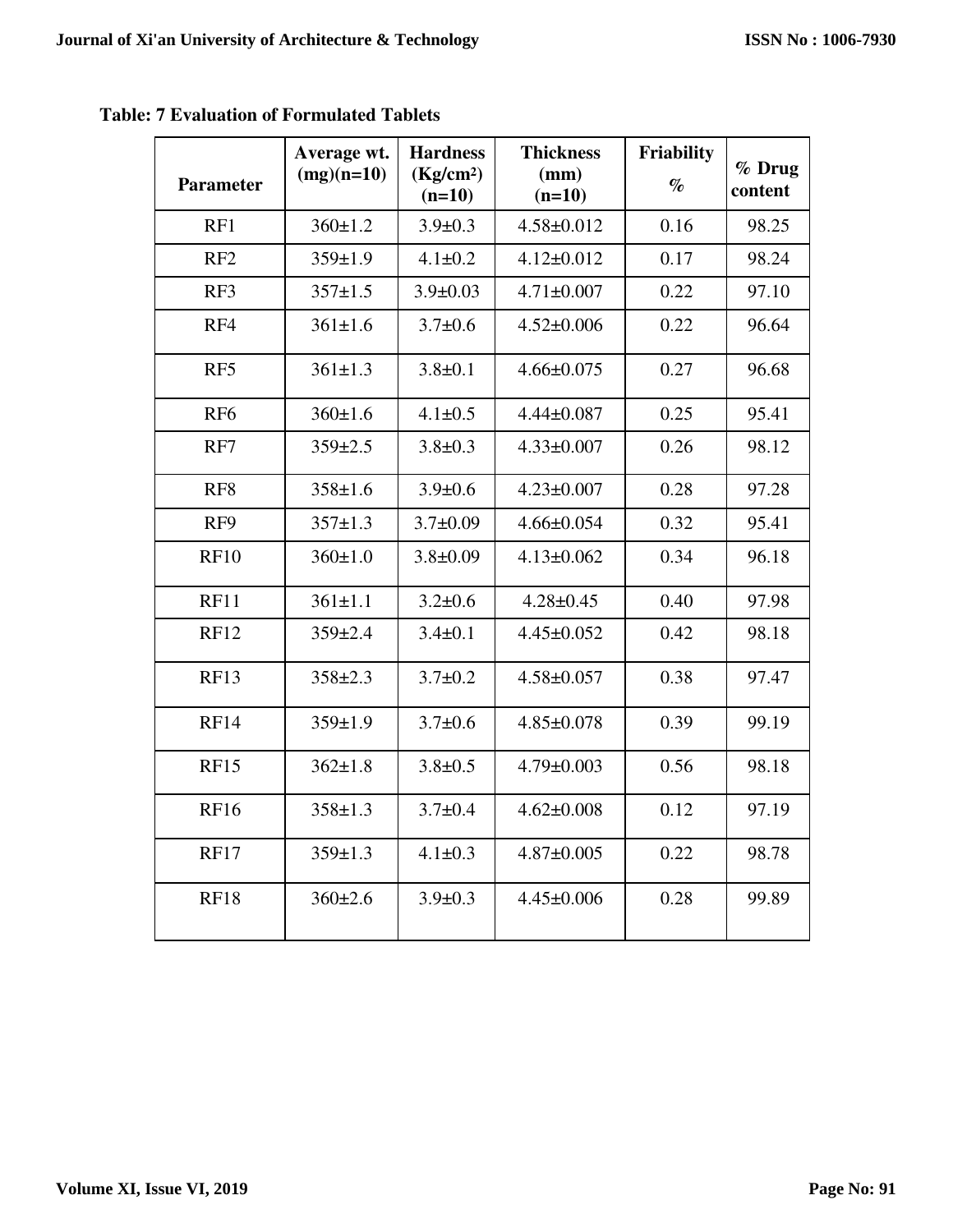**Table: 7 Evaluation of Formulated Tablets**

| Parameter | Average wt. (mg)(n=10) | Hardness ($Kg/cm^2$) (n=10) | Thickness (mm) (n=10) | Friability % | % Drug content |
|---|---|---|---|---|---|
| RF1 | 360±1.2 | 3.9±0.3 | 4.58±0.012 | 0.16 | 98.25 |
| RF2 | 359±1.9 | 4.1±0.2 | 4.12±0.012 | 0.17 | 98.24 |
| RF3 | 357±1.5 | 3.9±0.03 | 4.71±0.007 | 0.22 | 97.10 |
| RF4 | 361±1.6 | 3.7±0.6 | 4.52±0.006 | 0.22 | 96.64 |
| RF5 | 361±1.3 | 3.8±0.1 | 4.66±0.075 | 0.27 | 96.68 |
| RF6 | 360±1.6 | 4.1±0.5 | 4.44±0.087 | 0.25 | 95.41 |
| RF7 | 359±2.5 | 3.8±0.3 | 4.33±0.007 | 0.26 | 98.12 |
| RF8 | 358±1.6 | 3.9±0.6 | 4.23±0.007 | 0.28 | 97.28 |
| RF9 | 357±1.3 | 3.7±0.09 | 4.66±0.054 | 0.32 | 95.41 |
| RF10 | 360±1.0 | 3.8±0.09 | 4.13±0.062 | 0.34 | 96.18 |
| RF11 | 361±1.1 | 3.2±0.6 | 4.28±0.45 | 0.40 | 97.98 |
| RF12 | 359±2.4 | 3.4±0.1 | 4.45±0.052 | 0.42 | 98.18 |
| RF13 | 358±2.3 | 3.7±0.2 | 4.58±0.057 | 0.38 | 97.47 |
| RF14 | 359±1.9 | 3.7±0.6 | 4.85±0.078 | 0.39 | 99.19 |
| RF15 | 362±1.8 | 3.8±0.5 | 4.79±0.003 | 0.56 | 98.18 |
| RF16 | 358±1.3 | 3.7±0.4 | 4.62±0.008 | 0.12 | 97.19 |
| RF17 | 359±1.3 | 4.1±0.3 | 4.87±0.005 | 0.22 | 98.78 |
| RF18 | 360±2.6 | 3.9±0.3 | 4.45±0.006 | 0.28 | 99.89 |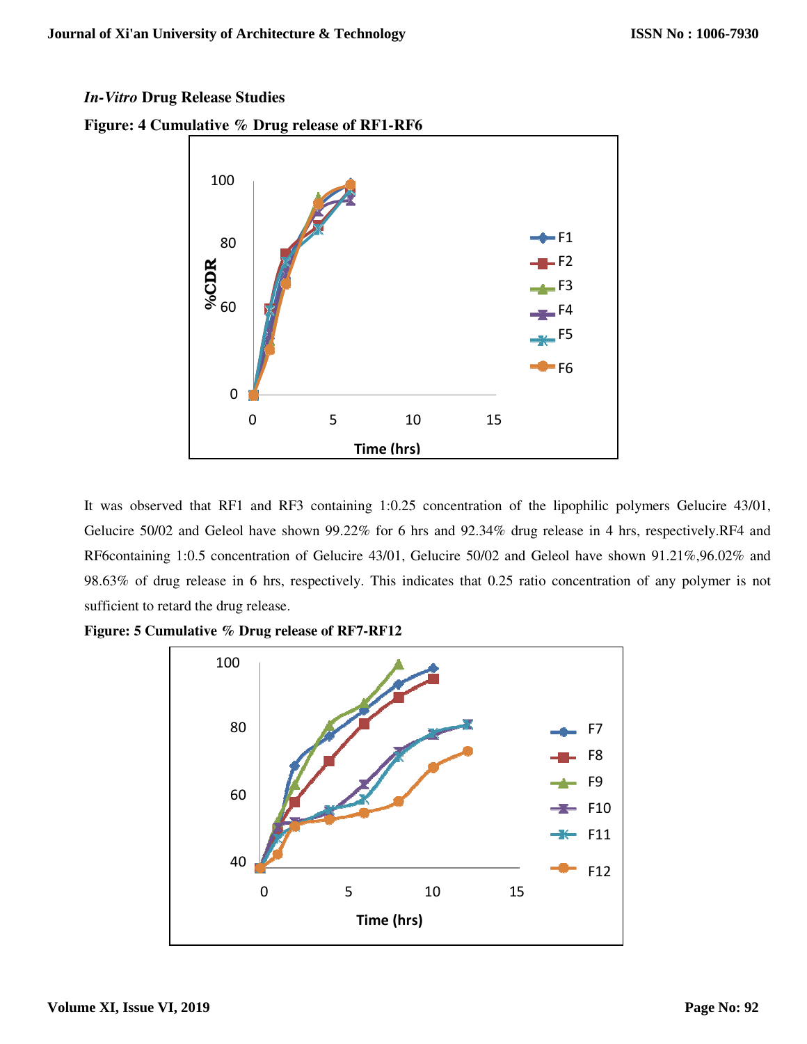### *In-Vitro* Drug Release Studies

**Figure: 4 Cumulative % Drug release of RF1-RF6**

It was observed that RF1 and RF3 containing 1:0.25 concentration of the lipophilic polymers Gelucire 43/01, Gelucire 50/02 and Geleol have shown 99.22% for 6 hrs and 92.34% drug release in 4 hrs, respectively.RF4 and RF6containing 1:0.5 concentration of Gelucire 43/01, Gelucire 50/02 and Geleol have shown 91.21%,96.02% and 98.63% of drug release in 6 hrs, respectively. This indicates that 0.25 ratio concentration of any polymer is not sufficient to retard the drug release.

**Figure: 5 Cumulative % Drug release of RF7-RF12**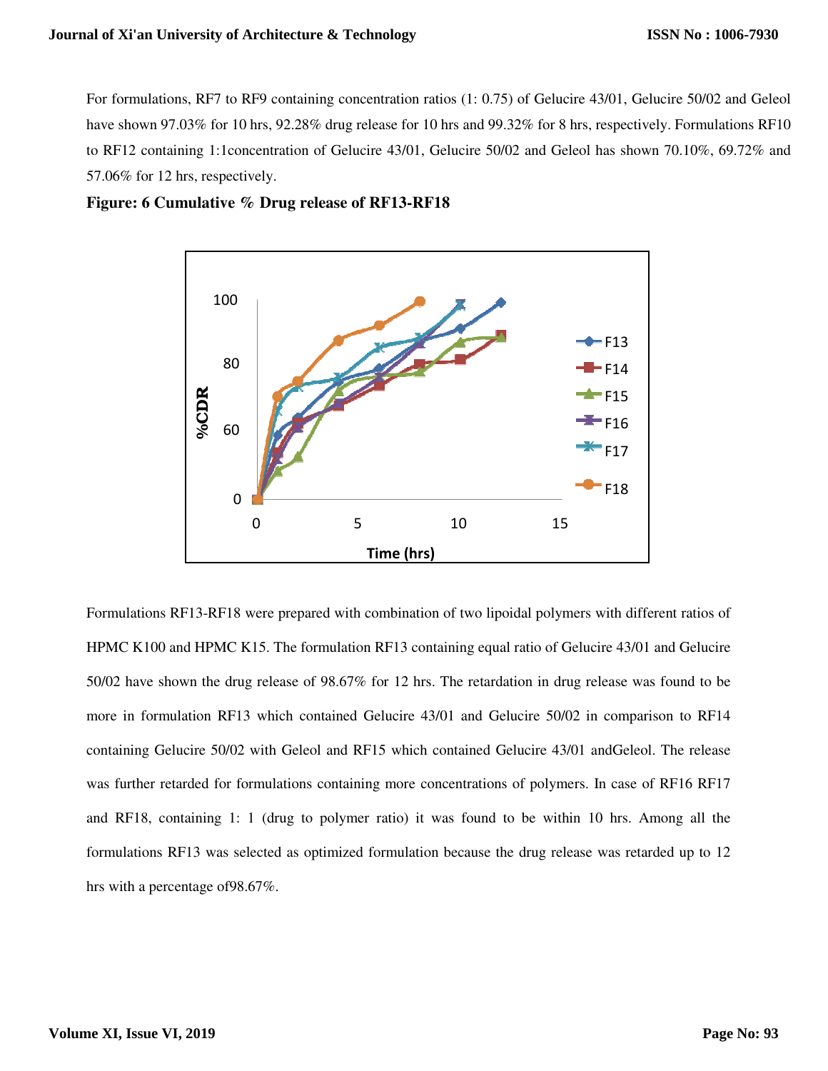For formulations, RF7 to RF9 containing concentration ratios (1: 0.75) of Gelucire 43/01, Gelucire 50/02 and Geleol have shown 97.03% for 10 hrs, 92.28% drug release for 10 hrs and 99.32% for 8 hrs, respectively. Formulations RF10 to RF12 containing 1:1concentration of Gelucire 43/01, Gelucire 50/02 and Geleol has shown 70.10%, 69.72% and 57.06% for 12 hrs, respectively.

**Figure: 6 Cumulative % Drug release of RF13-RF18**

Formulations RF13-RF18 were prepared with combination of two lipoidal polymers with different ratios of HPMC K100 and HPMC K15. The formulation RF13 containing equal ratio of Gelucire 43/01 and Gelucire 50/02 have shown the drug release of 98.67% for 12 hrs. The retardation in drug release was found to be more in formulation RF13 which contained Gelucire 43/01 and Gelucire 50/02 in comparison to RF14 containing Gelucire 50/02 with Geleol and RF15 which contained Gelucire 43/01 andGeleol. The release was further retarded for formulations containing more concentrations of polymers. In case of RF16 RF17 and RF18, containing 1: 1 (drug to polymer ratio) it was found to be within 10 hrs. Among all the formulations RF13 was selected as optimized formulation because the drug release was retarded up to 12 hrs with a percentage of98.67%.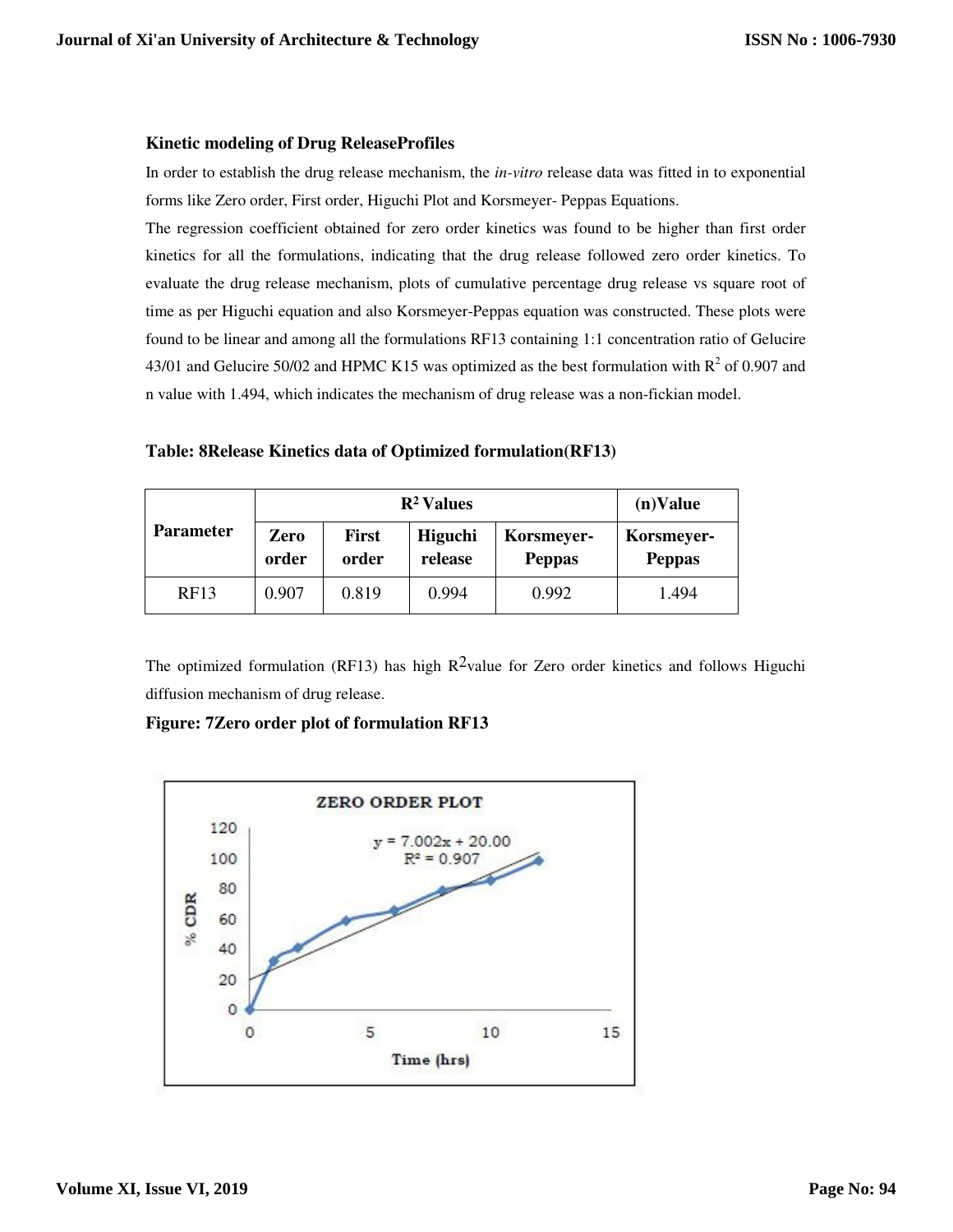### Kinetic modeling of Drug ReleaseProfiles

In order to establish the drug release mechanism, the *in-vitro* release data was fitted in to exponential forms like Zero order, First order, Higuchi Plot and Korsmeyer- Peppas Equations.

The regression coefficient obtained for zero order kinetics was found to be higher than first order kinetics for all the formulations, indicating that the drug release followed zero order kinetics. To evaluate the drug release mechanism, plots of cumulative percentage drug release vs square root of time as per Higuchi equation and also Korsmeyer-Peppas equation was constructed. These plots were found to be linear and among all the formulations RF13 containing 1:1 concentration ratio of Gelucire 43/01 and Gelucire 50/02 and HPMC K15 was optimized as the best formulation with $R^2$ of 0.907 and n value with 1.494, which indicates the mechanism of drug release was a non-fickian model.

**Table: 8Release Kinetics data of Optimized formulation(RF13)**

| Parameter | $R^2$ Values | | | | (n)Value |
|---|---|---|---|---|---|
| | Zero order | First order | Higuchi release | Korsmeyer-Peppas | Korsmeyer-Peppas |
| RF13 | 0.907 | 0.819 | 0.994 | 0.992 | 1.494 |

The optimized formulation (RF13) has high $R^2$value for Zero order kinetics and follows Higuchi diffusion mechanism of drug release.

**Figure: 7Zero order plot of formulation RF13**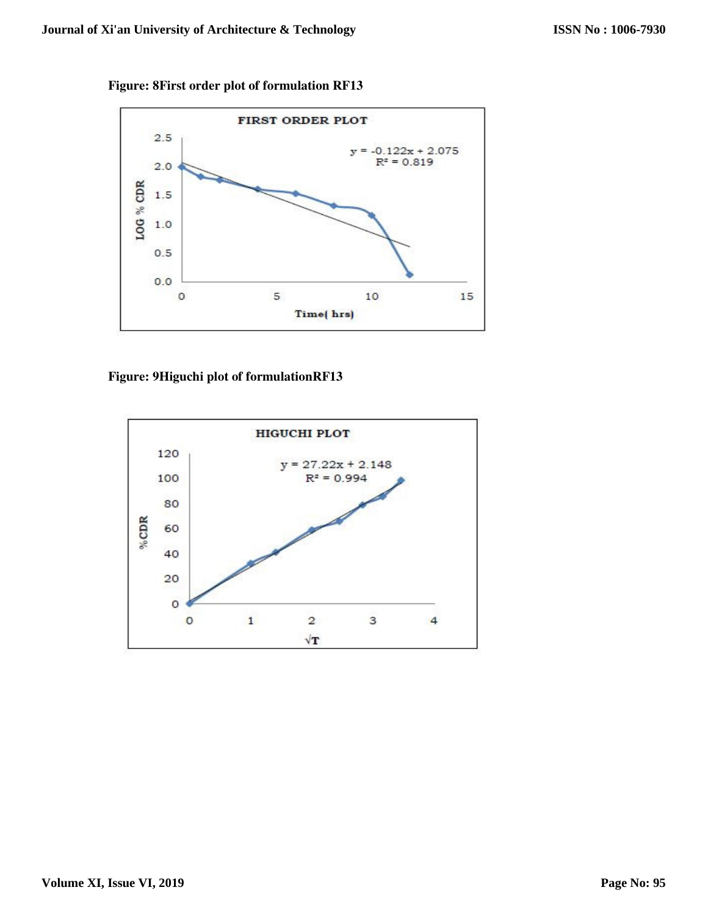**Figure: 8First order plot of formulation RF13**

**Figure: 9Higuchi plot of formulationRF13**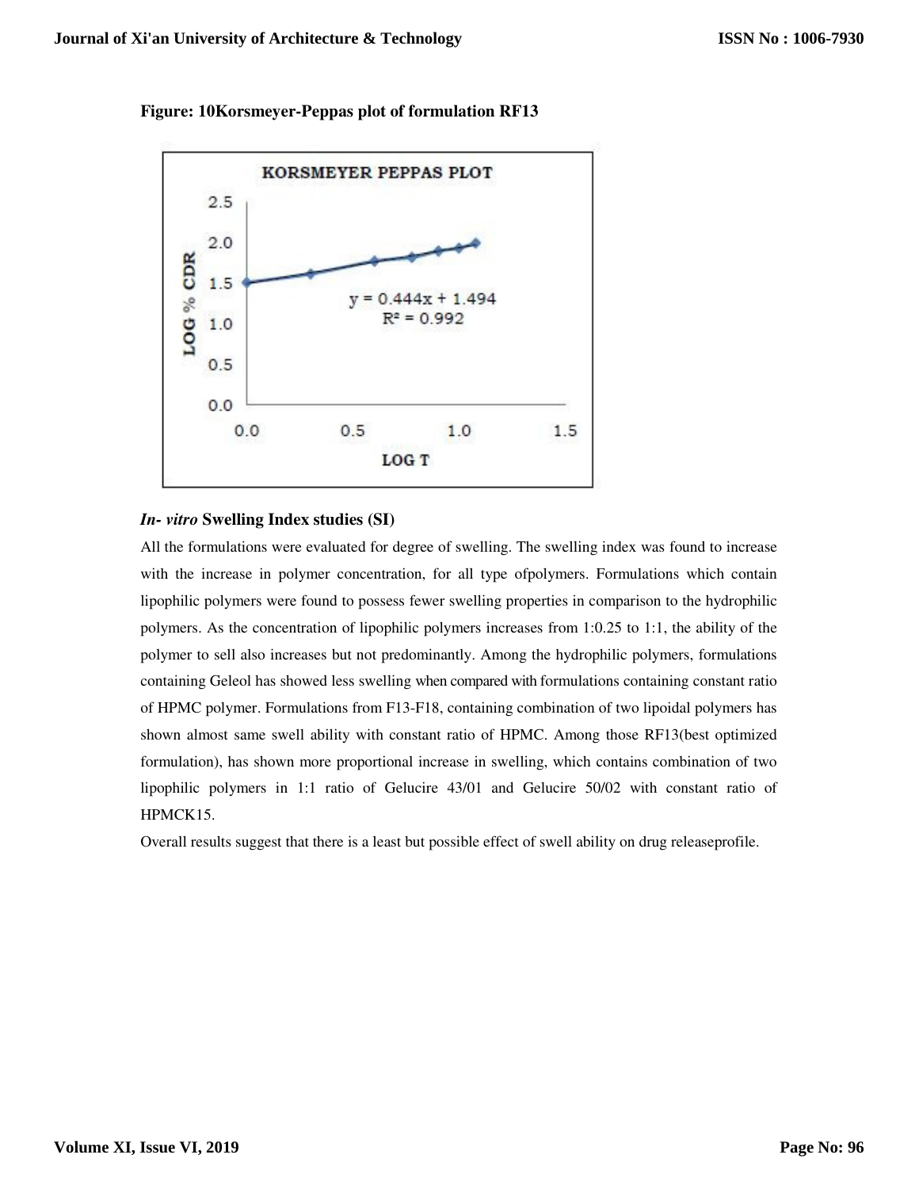**Figure: 10Korsmeyer-Peppas plot of formulation RF13**

### *In- vitro* Swelling Index studies (SI)

All the formulations were evaluated for degree of swelling. The swelling index was found to increase with the increase in polymer concentration, for all type ofpolymers. Formulations which contain lipophilic polymers were found to possess fewer swelling properties in comparison to the hydrophilic polymers. As the concentration of lipophilic polymers increases from 1:0.25 to 1:1, the ability of the polymer to sell also increases but not predominantly. Among the hydrophilic polymers, formulations containing Geleol has showed less swelling when compared with formulations containing constant ratio of HPMC polymer. Formulations from F13-F18, containing combination of two lipoidal polymers has shown almost same swell ability with constant ratio of HPMC. Among those RF13(best optimized formulation), has shown more proportional increase in swelling, which contains combination of two lipophilic polymers in 1:1 ratio of Gelucire 43/01 and Gelucire 50/02 with constant ratio of HPMCK15.

Overall results suggest that there is a least but possible effect of swell ability on drug releaseprofile.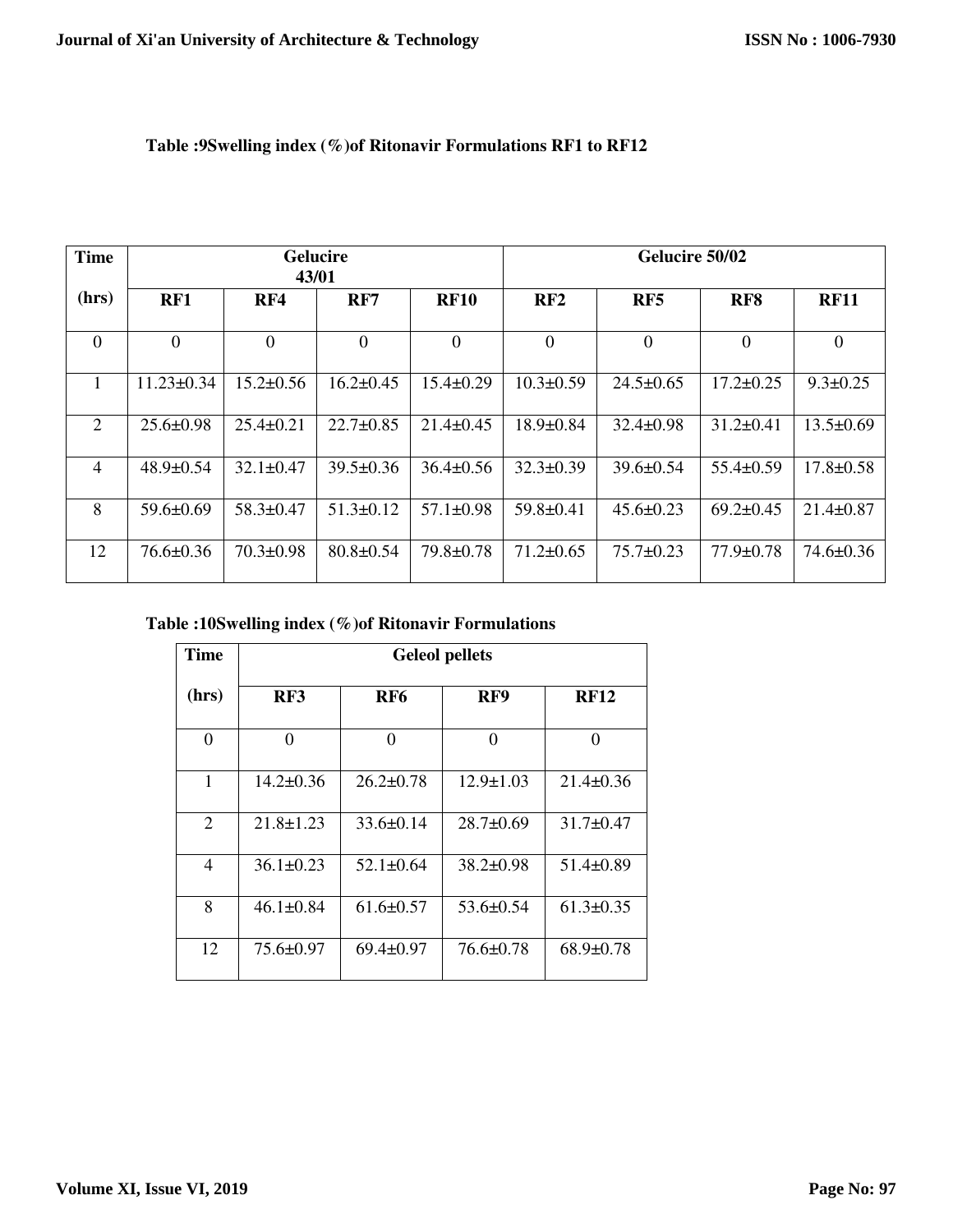**Table :9Swelling index (%)of Ritonavir Formulations RF1 to RF12**

| Time (hrs) | Gelucire 43/01 | | | | Gelucire 50/02 | | | |
|---|---|---|---|---|---|---|---|---|
| | RF1 | RF4 | RF7 | RF10 | RF2 | RF5 | RF8 | RF11 |
| 0 | 0 | 0 | 0 | 0 | 0 | 0 | 0 | 0 |
| 1 | 11.23±0.34 | 15.2±0.56 | 16.2±0.45 | 15.4±0.29 | 10.3±0.59 | 24.5±0.65 | 17.2±0.25 | 9.3±0.25 |
| 2 | 25.6±0.98 | 25.4±0.21 | 22.7±0.85 | 21.4±0.45 | 18.9±0.84 | 32.4±0.98 | 31.2±0.41 | 13.5±0.69 |
| 4 | 48.9±0.54 | 32.1±0.47 | 39.5±0.36 | 36.4±0.56 | 32.3±0.39 | 39.6±0.54 | 55.4±0.59 | 17.8±0.58 |
| 8 | 59.6±0.69 | 58.3±0.47 | 51.3±0.12 | 57.1±0.98 | 59.8±0.41 | 45.6±0.23 | 69.2±0.45 | 21.4±0.87 |
| 12 | 76.6±0.36 | 70.3±0.98 | 80.8±0.54 | 79.8±0.78 | 71.2±0.65 | 75.7±0.23 | 77.9±0.78 | 74.6±0.36 |

**Table :10Swelling index (%)of Ritonavir Formulations**

| Time (hrs) | Geleol pellets | | | |
|---|---|---|---|---|
| | RF3 | RF6 | RF9 | RF12 |
| 0 | 0 | 0 | 0 | 0 |
| 1 | 14.2±0.36 | 26.2±0.78 | 12.9±1.03 | 21.4±0.36 |
| 2 | 21.8±1.23 | 33.6±0.14 | 28.7±0.69 | 31.7±0.47 |
| 4 | 36.1±0.23 | 52.1±0.64 | 38.2±0.98 | 51.4±0.89 |
| 8 | 46.1±0.84 | 61.6±0.57 | 53.6±0.54 | 61.3±0.35 |
| 12 | 75.6±0.97 | 69.4±0.97 | 76.6±0.78 | 68.9±0.78 |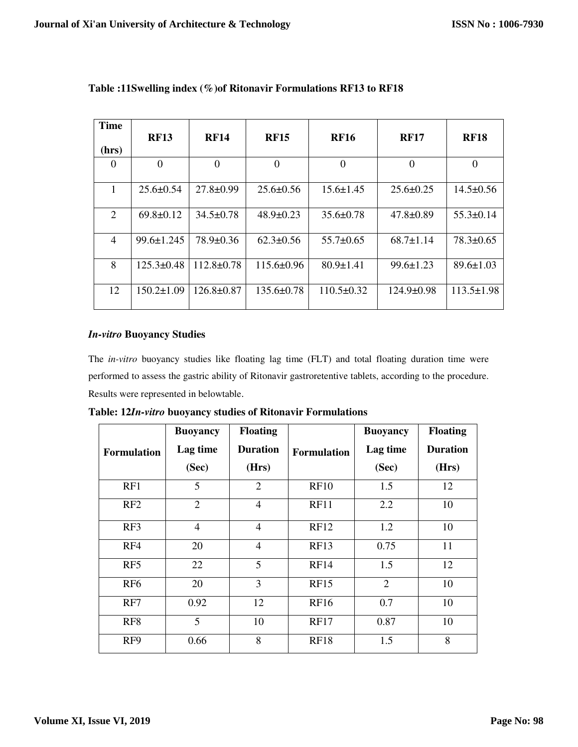**Table :11Swelling index (%)of Ritonavir Formulations RF13 to RF18**

| Time (hrs) | RF13 | RF14 | RF15 | RF16 | RF17 | RF18 |
|---|---|---|---|---|---|---|
| 0 | 0 | 0 | 0 | 0 | 0 | 0 |
| 1 | 25.6±0.54 | 27.8±0.99 | 25.6±0.56 | 15.6±1.45 | 25.6±0.25 | 14.5±0.56 |
| 2 | 69.8±0.12 | 34.5±0.78 | 48.9±0.23 | 35.6±0.78 | 47.8±0.89 | 55.3±0.14 |
| 4 | 99.6±1.245 | 78.9±0.36 | 62.3±0.56 | 55.7±0.65 | 68.7±1.14 | 78.3±0.65 |
| 8 | 125.3±0.48 | 112.8±0.78 | 115.6±0.96 | 80.9±1.41 | 99.6±1.23 | 89.6±1.03 |
| 12 | 150.2±1.09 | 126.8±0.87 | 135.6±0.78 | 110.5±0.32 | 124.9±0.98 | 113.5±1.98 |

### *In-vitro* Buoyancy Studies

The *in-vitro* buoyancy studies like floating lag time (FLT) and total floating duration time were performed to assess the gastric ability of Ritonavir gastroretentive tablets, according to the procedure. Results were represented in belowtable.

**Table: 12*In-vitro* buoyancy studies of Ritonavir Formulations**

| Formulation | Buoyancy Lag time (Sec) | Floating Duration (Hrs) | Formulation | Buoyancy Lag time (Sec) | Floating Duration (Hrs) |
|---|---|---|---|---|---|
| RF1 | 5 | 2 | RF10 | 1.5 | 12 |
| RF2 | 2 | 4 | RF11 | 2.2 | 10 |
| RF3 | 4 | 4 | RF12 | 1.2 | 10 |
| RF4 | 20 | 4 | RF13 | 0.75 | 11 |
| RF5 | 22 | 5 | RF14 | 1.5 | 12 |
| RF6 | 20 | 3 | RF15 | 2 | 10 |
| RF7 | 0.92 | 12 | RF16 | 0.7 | 10 |
| RF8 | 5 | 10 | RF17 | 0.87 | 10 |
| RF9 | 0.66 | 8 | RF18 | 1.5 | 8 |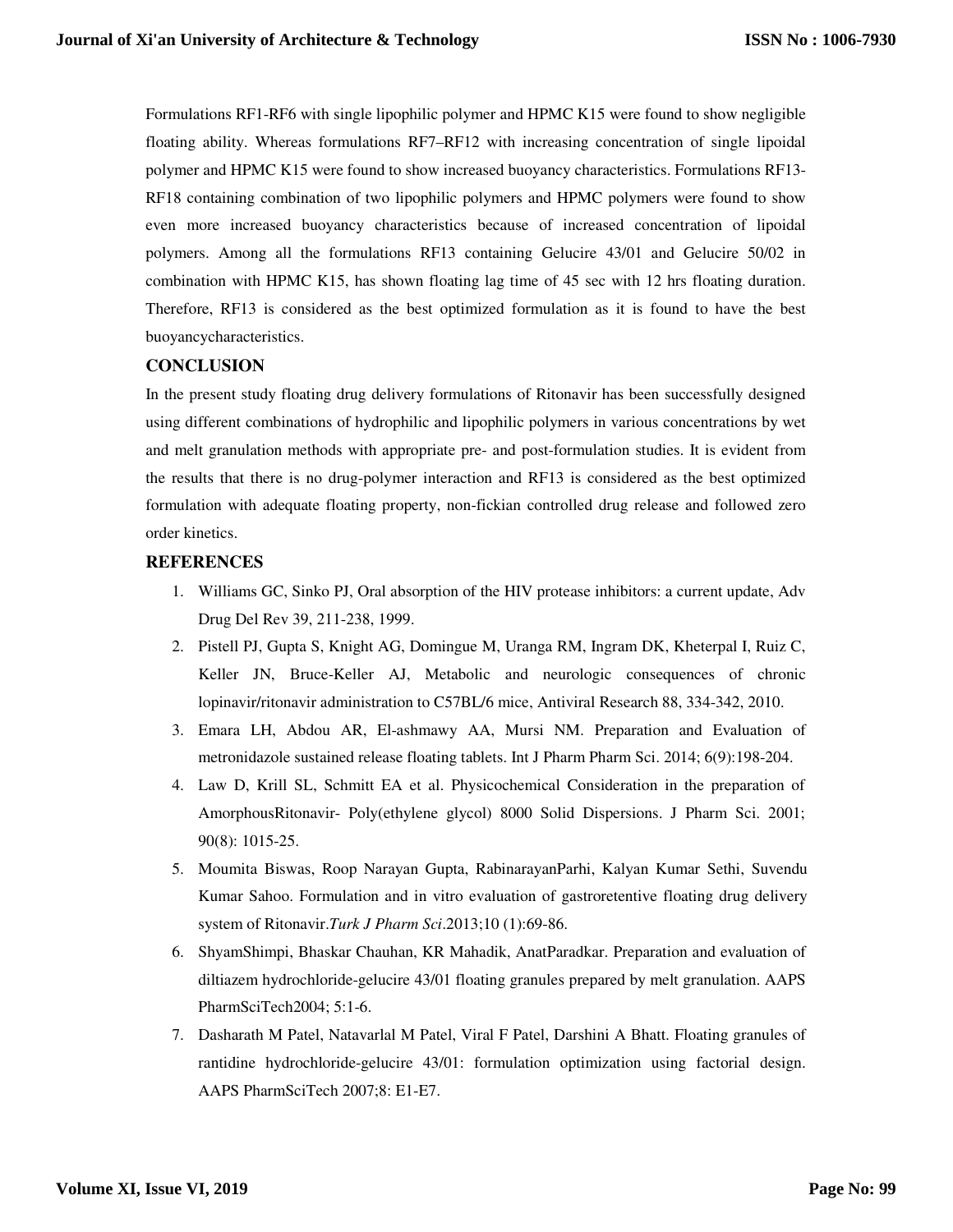Formulations RF1-RF6 with single lipophilic polymer and HPMC K15 were found to show negligible floating ability. Whereas formulations RF7–RF12 with increasing concentration of single lipoidal polymer and HPMC K15 were found to show increased buoyancy characteristics. Formulations RF13-RF18 containing combination of two lipophilic polymers and HPMC polymers were found to show even more increased buoyancy characteristics because of increased concentration of lipoidal polymers. Among all the formulations RF13 containing Gelucire 43/01 and Gelucire 50/02 in combination with HPMC K15, has shown floating lag time of 45 sec with 12 hrs floating duration. Therefore, RF13 is considered as the best optimized formulation as it is found to have the best buoyancycharacteristics.

## CONCLUSION

In the present study floating drug delivery formulations of Ritonavir has been successfully designed using different combinations of hydrophilic and lipophilic polymers in various concentrations by wet and melt granulation methods with appropriate pre- and post-formulation studies. It is evident from the results that there is no drug-polymer interaction and RF13 is considered as the best optimized formulation with adequate floating property, non-fickian controlled drug release and followed zero order kinetics.

## REFERENCES

1. Williams GC, Sinko PJ, Oral absorption of the HIV protease inhibitors: a current update, Adv Drug Del Rev 39, 211-238, 1999.
2. Pistell PJ, Gupta S, Knight AG, Domingue M, Uranga RM, Ingram DK, Kheterpal I, Ruiz C, Keller JN, Bruce-Keller AJ, Metabolic and neurologic consequences of chronic lopinavir/ritonavir administration to C57BL/6 mice, Antiviral Research 88, 334-342, 2010.
3. Emara LH, Abdou AR, El-ashmawy AA, Mursi NM. Preparation and Evaluation of metronidazole sustained release floating tablets. Int J Pharm Pharm Sci. 2014; 6(9):198-204.
4. Law D, Krill SL, Schmitt EA et al. Physicochemical Consideration in the preparation of AmorphousRitonavir- Poly(ethylene glycol) 8000 Solid Dispersions. J Pharm Sci. 2001; 90(8): 1015-25.
5. Moumita Biswas, Roop Narayan Gupta, RabinarayanParhi, Kalyan Kumar Sethi, Suvendu Kumar Sahoo. Formulation and in vitro evaluation of gastroretentive floating drug delivery system of Ritonavir.*Turk J Pharm Sci*.2013;10 (1):69-86.
6. ShyamShimpi, Bhaskar Chauhan, KR Mahadik, AnatParadkar. Preparation and evaluation of diltiazem hydrochloride-gelucire 43/01 floating granules prepared by melt granulation. AAPS PharmSciTech2004; 5:1-6.
7. Dasharath M Patel, Natavarlal M Patel, Viral F Patel, Darshini A Bhatt. Floating granules of rantidine hydrochloride-gelucire 43/01: formulation optimization using factorial design. AAPS PharmSciTech 2007;8: E1-E7.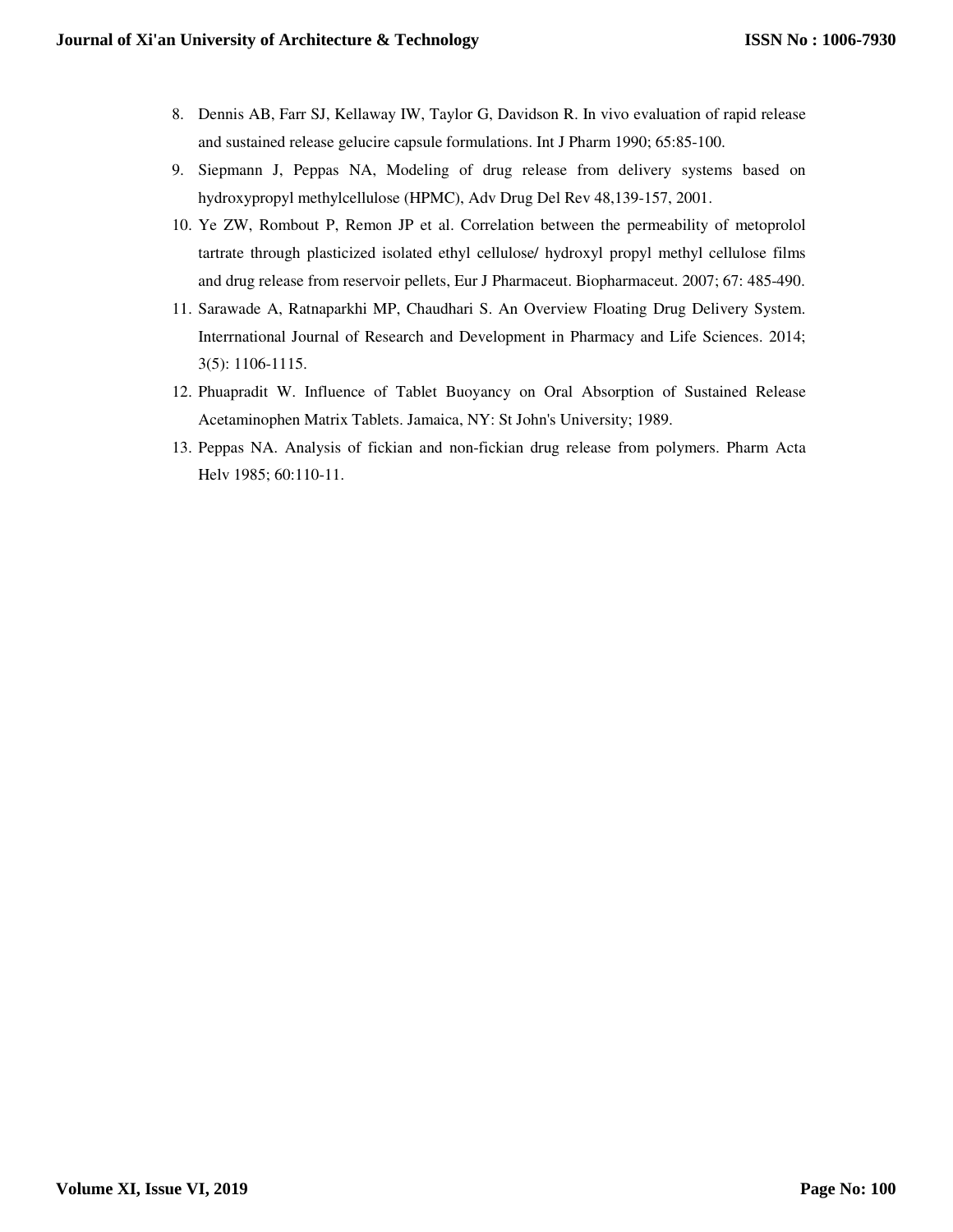8. Dennis AB, Farr SJ, Kellaway IW, Taylor G, Davidson R. In vivo evaluation of rapid release and sustained release gelucire capsule formulations. Int J Pharm 1990; 65:85-100.
9. Siepmann J, Peppas NA, Modeling of drug release from delivery systems based on hydroxypropyl methylcellulose (HPMC), Adv Drug Del Rev 48,139-157, 2001.
10. Ye ZW, Rombout P, Remon JP et al. Correlation between the permeability of metoprolol tartrate through plasticized isolated ethyl cellulose/ hydroxyl propyl methyl cellulose films and drug release from reservoir pellets, Eur J Pharmaceut. Biopharmaceut. 2007; 67: 485-490.
11. Sarawade A, Ratnaparkhi MP, Chaudhari S. An Overview Floating Drug Delivery System. Interrnational Journal of Research and Development in Pharmacy and Life Sciences. 2014; 3(5): 1106-1115.
12. Phuapradit W. Influence of Tablet Buoyancy on Oral Absorption of Sustained Release Acetaminophen Matrix Tablets. Jamaica, NY: St John's University; 1989.
13. Peppas NA. Analysis of fickian and non-fickian drug release from polymers. Pharm Acta Helv 1985; 60:110-11.